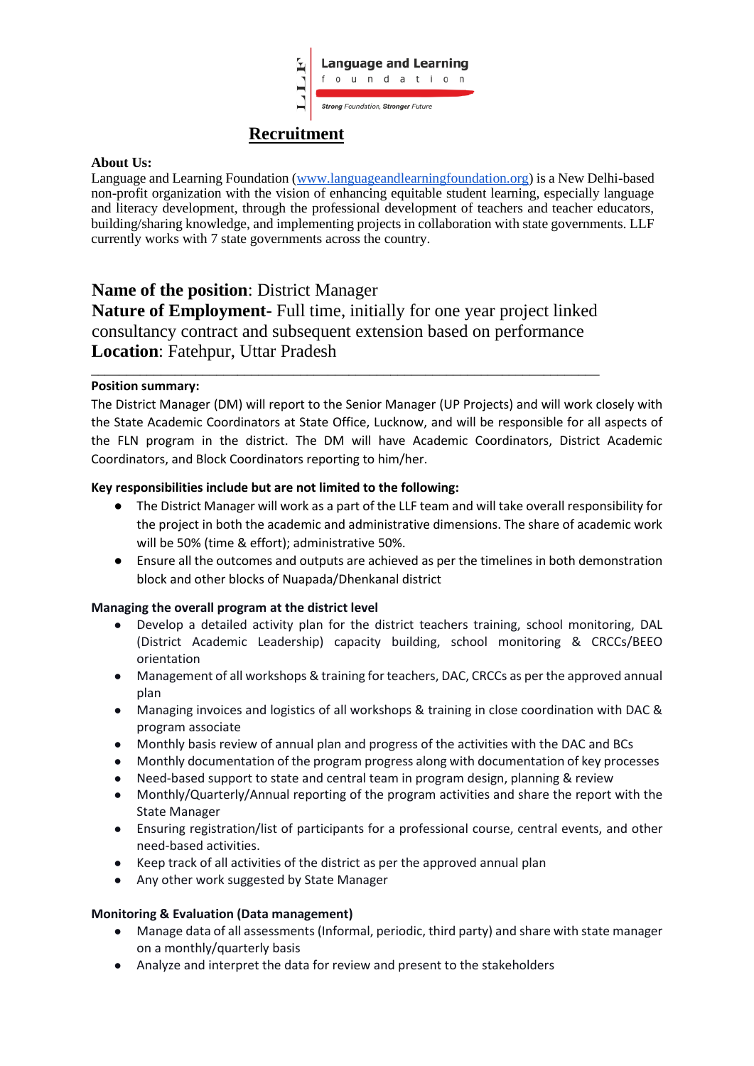Language and Learning
foundation
*Strong Foundation, Stronger Future*

# Recruitment

**About Us:**
Language and Learning Foundation (www.languageandlearningfoundation.org) is a New Delhi-based non-profit organization with the vision of enhancing equitable student learning, especially language and literacy development, through the professional development of teachers and teacher educators, building/sharing knowledge, and implementing projects in collaboration with state governments. LLF currently works with 7 state governments across the country.

**Name of the position**: District Manager
**Nature of Employment**- Full time, initially for one year project linked consultancy contract and subsequent extension based on performance
**Location**: Fatehpur, Uttar Pradesh

---

**Position summary:**
The District Manager (DM) will report to the Senior Manager (UP Projects) and will work closely with the State Academic Coordinators at State Office, Lucknow, and will be responsible for all aspects of the FLN program in the district. The DM will have Academic Coordinators, District Academic Coordinators, and Block Coordinators reporting to him/her.

**Key responsibilities include but are not limited to the following:**

- The District Manager will work as a part of the LLF team and will take overall responsibility for the project in both the academic and administrative dimensions. The share of academic work will be 50% (time & effort); administrative 50%.
- Ensure all the outcomes and outputs are achieved as per the timelines in both demonstration block and other blocks of Nuapada/Dhenkanal district

**Managing the overall program at the district level**

- Develop a detailed activity plan for the district teachers training, school monitoring, DAL (District Academic Leadership) capacity building, school monitoring & CRCCs/BEEO orientation
- Management of all workshops & training for teachers, DAC, CRCCs as per the approved annual plan
- Managing invoices and logistics of all workshops & training in close coordination with DAC & program associate
- Monthly basis review of annual plan and progress of the activities with the DAC and BCs
- Monthly documentation of the program progress along with documentation of key processes
- Need-based support to state and central team in program design, planning & review
- Monthly/Quarterly/Annual reporting of the program activities and share the report with the State Manager
- Ensuring registration/list of participants for a professional course, central events, and other need-based activities.
- Keep track of all activities of the district as per the approved annual plan
- Any other work suggested by State Manager

**Monitoring & Evaluation (Data management)**

- Manage data of all assessments (Informal, periodic, third party) and share with state manager on a monthly/quarterly basis
- Analyze and interpret the data for review and present to the stakeholders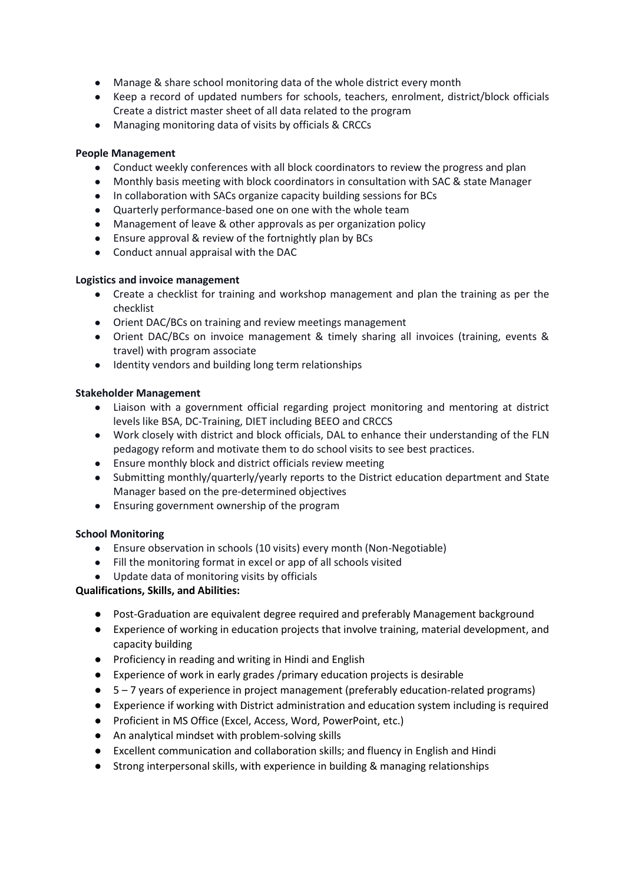- Manage & share school monitoring data of the whole district every month
- Keep a record of updated numbers for schools, teachers, enrolment, district/block officials Create a district master sheet of all data related to the program
- Managing monitoring data of visits by officials & CRCCs

**People Management**

- Conduct weekly conferences with all block coordinators to review the progress and plan
- Monthly basis meeting with block coordinators in consultation with SAC & state Manager
- In collaboration with SACs organize capacity building sessions for BCs
- Quarterly performance-based one on one with the whole team
- Management of leave & other approvals as per organization policy
- Ensure approval & review of the fortnightly plan by BCs
- Conduct annual appraisal with the DAC

**Logistics and invoice management**

- Create a checklist for training and workshop management and plan the training as per the checklist
- Orient DAC/BCs on training and review meetings management
- Orient DAC/BCs on invoice management & timely sharing all invoices (training, events & travel) with program associate
- Identity vendors and building long term relationships

**Stakeholder Management**

- Liaison with a government official regarding project monitoring and mentoring at district levels like BSA, DC-Training, DIET including BEEO and CRCCS
- Work closely with district and block officials, DAL to enhance their understanding of the FLN pedagogy reform and motivate them to do school visits to see best practices.
- Ensure monthly block and district officials review meeting
- Submitting monthly/quarterly/yearly reports to the District education department and State Manager based on the pre-determined objectives
- Ensuring government ownership of the program

**School Monitoring**

- Ensure observation in schools (10 visits) every month (Non-Negotiable)
- Fill the monitoring format in excel or app of all schools visited
- Update data of monitoring visits by officials

**Qualifications, Skills, and Abilities:**

- Post-Graduation are equivalent degree required and preferably Management background
- Experience of working in education projects that involve training, material development, and capacity building
- Proficiency in reading and writing in Hindi and English
- Experience of work in early grades /primary education projects is desirable
- 5 – 7 years of experience in project management (preferably education-related programs)
- Experience if working with District administration and education system including is required
- Proficient in MS Office (Excel, Access, Word, PowerPoint, etc.)
- An analytical mindset with problem-solving skills
- Excellent communication and collaboration skills; and fluency in English and Hindi
- Strong interpersonal skills, with experience in building & managing relationships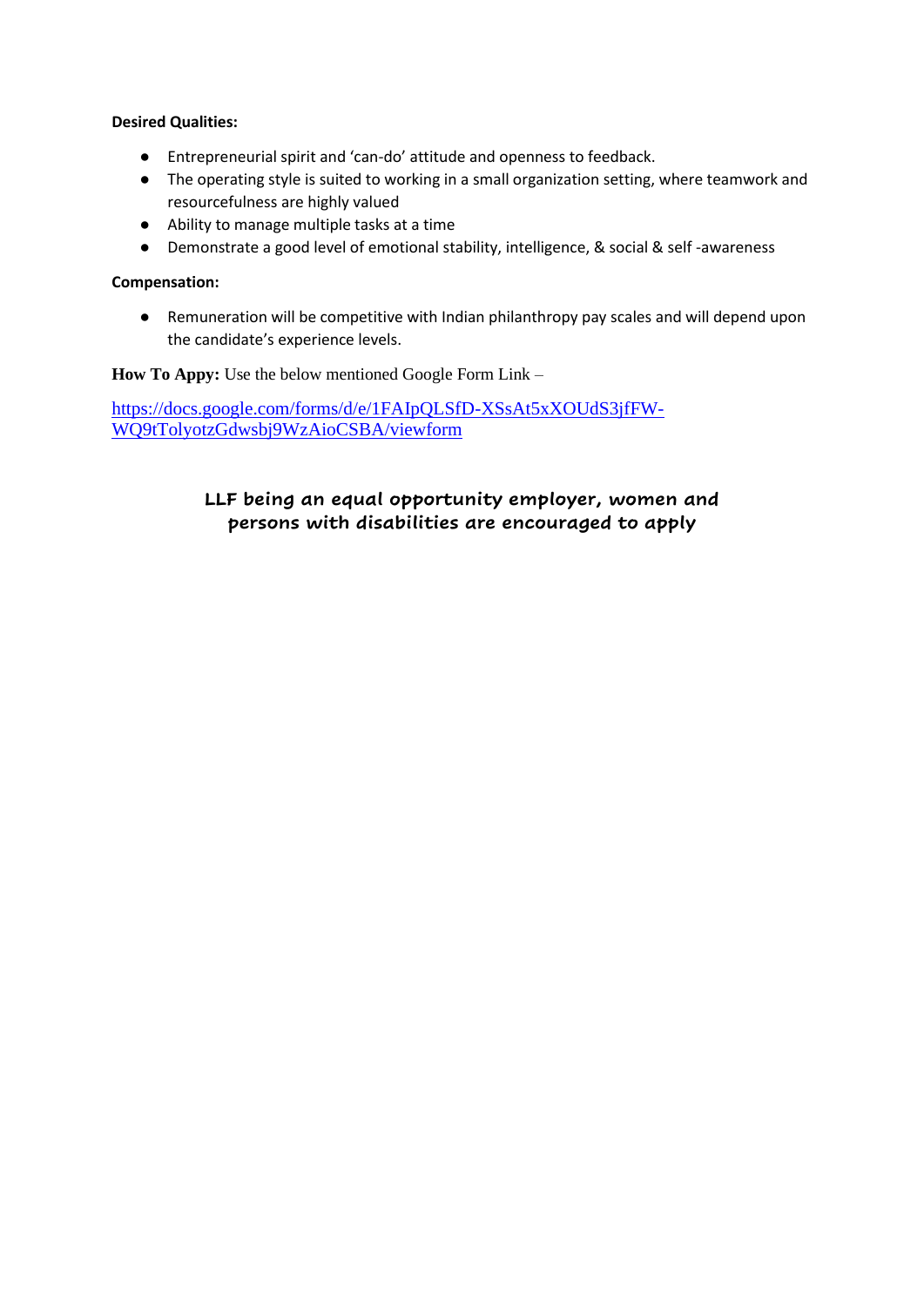**Desired Qualities:**

- Entrepreneurial spirit and 'can-do' attitude and openness to feedback.
- The operating style is suited to working in a small organization setting, where teamwork and resourcefulness are highly valued
- Ability to manage multiple tasks at a time
- Demonstrate a good level of emotional stability, intelligence, & social & self -awareness

**Compensation:**

- Remuneration will be competitive with Indian philanthropy pay scales and will depend upon the candidate's experience levels.

**How To Appy:** Use the below mentioned Google Form Link –

https://docs.google.com/forms/d/e/1FAIpQLSfD-XSsAt5xXOUdS3jfFW-WQ9tTolyotzGdwsbj9WzAioCSBA/viewform

**LLF being an equal opportunity employer, women and persons with disabilities are encouraged to apply**